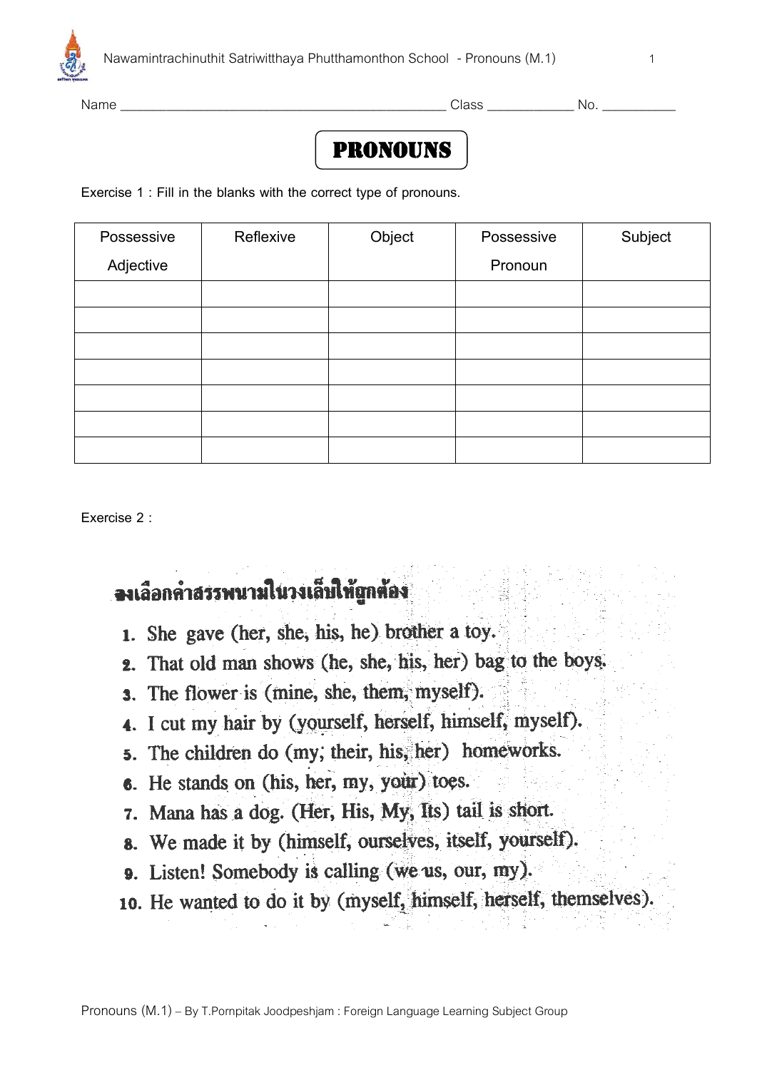Name ______________________________________________ Class ____________ No. __________

# PRONOUNS

Exercise 1 : Fill in the blanks with the correct type of pronouns.

| Possessive Adjective | Reflexive | Object | Possessive Pronoun | Subject |
|---|---|---|---|---|
| | | | | |
| | | | | |
| | | | | |
| | | | | |
| | | | | |
| | | | | |
| | | | | |

Exercise 2 :

**จงเลือกคำสรรพนามในวงเล็บให้ถูกต้อง**

1. She gave (her, she, his, he) brother a toy.
2. That old man shows (he, she, his, her) bag to the boys.
3. The flower is (mine, she, them, myself).
4. I cut my hair by (yourself, herself, himself, myself).
5. The children do (my, their, his, her) homeworks.
6. He stands on (his, her, my, your) toes.
7. Mana has a dog. (Her, His, My, Its) tail is short.
8. We made it by (himself, ourselves, itself, yourself).
9. Listen! Somebody is calling (we us, our, my).
10. He wanted to do it by (myself, himself, herself, themselves).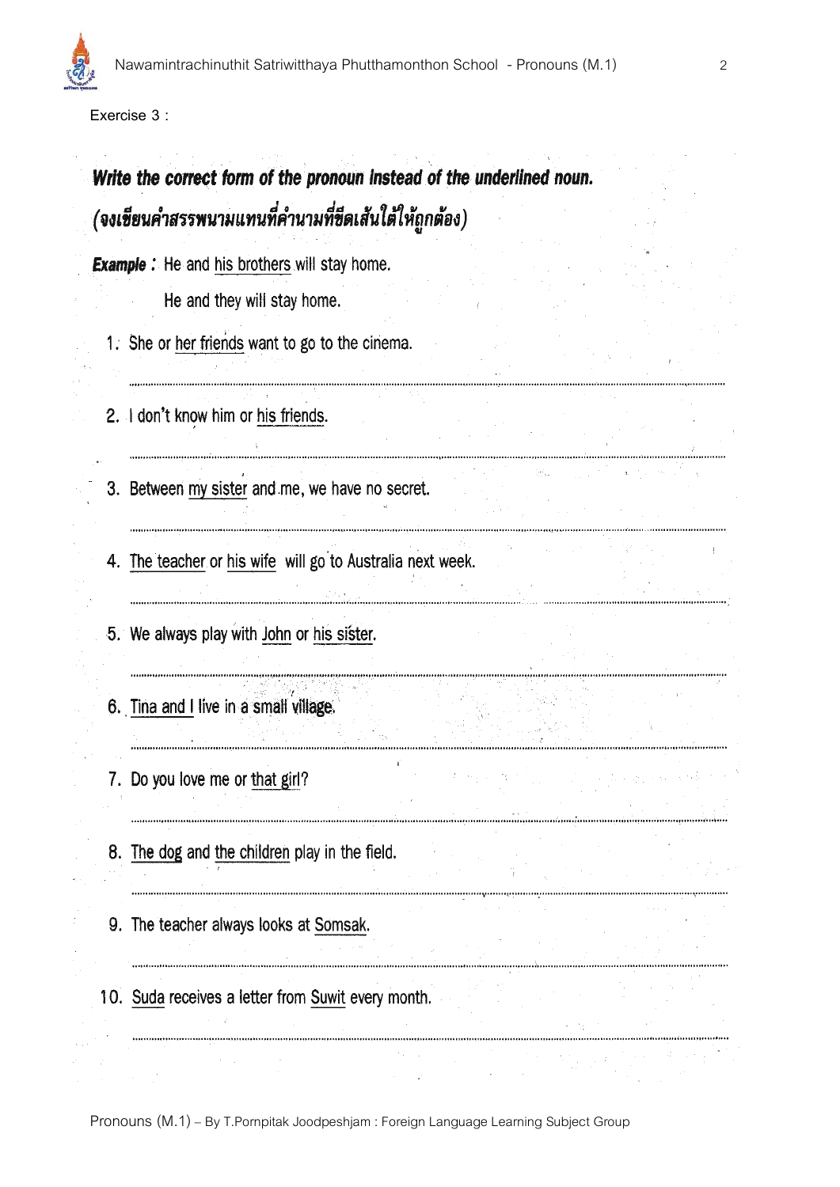Exercise 3 :

***Write the correct form of the pronoun instead of the underlined noun.***

***(จงเขียนคำสรรพนามแทนที่คำนามที่ขีดเส้นใต้ให้ถูกต้อง)***

***Example :*** He and his brothers will stay home.

He and they will stay home.

1. She or her friends want to go to the cinema.

.......................................................................................................................................................

2. I don't know him or his friends.

.......................................................................................................................................................

3. Between my sister and me, we have no secret.

.......................................................................................................................................................

4. The teacher or his wife will go to Australia next week.

.......................................................................................................................................................

5. We always play with John or his sister.

.......................................................................................................................................................

6. Tina and I live in a small village.

.......................................................................................................................................................

7. Do you love me or that girl?

.......................................................................................................................................................

8. The dog and the children play in the field.

.......................................................................................................................................................

9. The teacher always looks at Somsak.

.......................................................................................................................................................

10. Suda receives a letter from Suwit every month.

.......................................................................................................................................................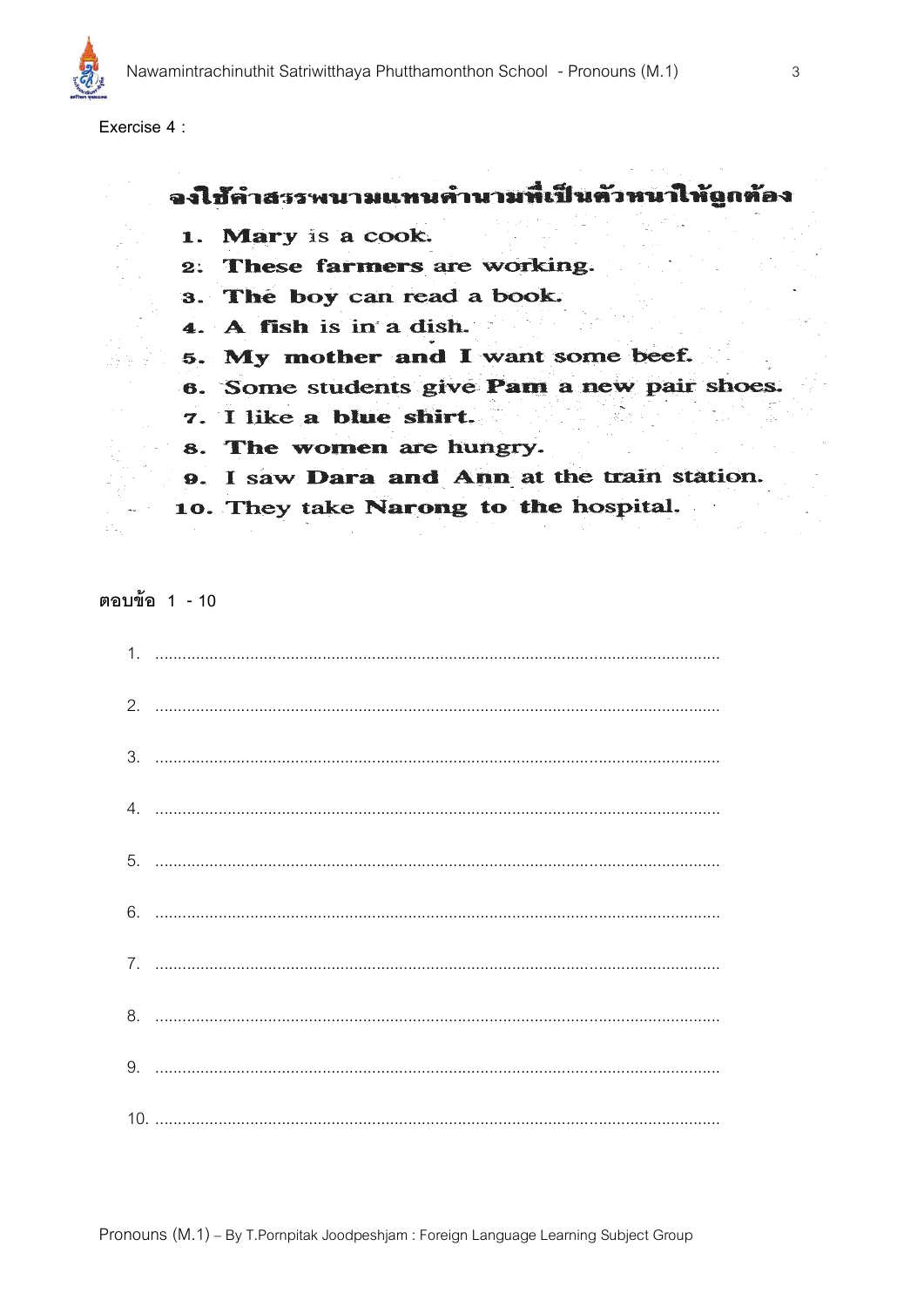Exercise 4 :

## จงใช้คำสรรพนามแทนคำนามที่เป็นตัวหนาให้ถูกต้อง

1. **Mary** is a cook.
2. **These farmers** are working.
3. **The boy** can read a book.
4. **A fish** is in a dish.
5. **My mother and I** want some beef.
6. Some students give **Pam** a new pair shoes.
7. I like **a blue shirt**.
8. **The women** are hungry.
9. I saw **Dara and Ann** at the train station.
10. They take **Narong** to **the** hospital.

ตอบข้อ 1 - 10

1. ............................................................................................................................
2. ............................................................................................................................
3. ............................................................................................................................
4. ............................................................................................................................
5. ............................................................................................................................
6. ............................................................................................................................
7. ............................................................................................................................
8. ............................................................................................................................
9. ............................................................................................................................
10. ............................................................................................................................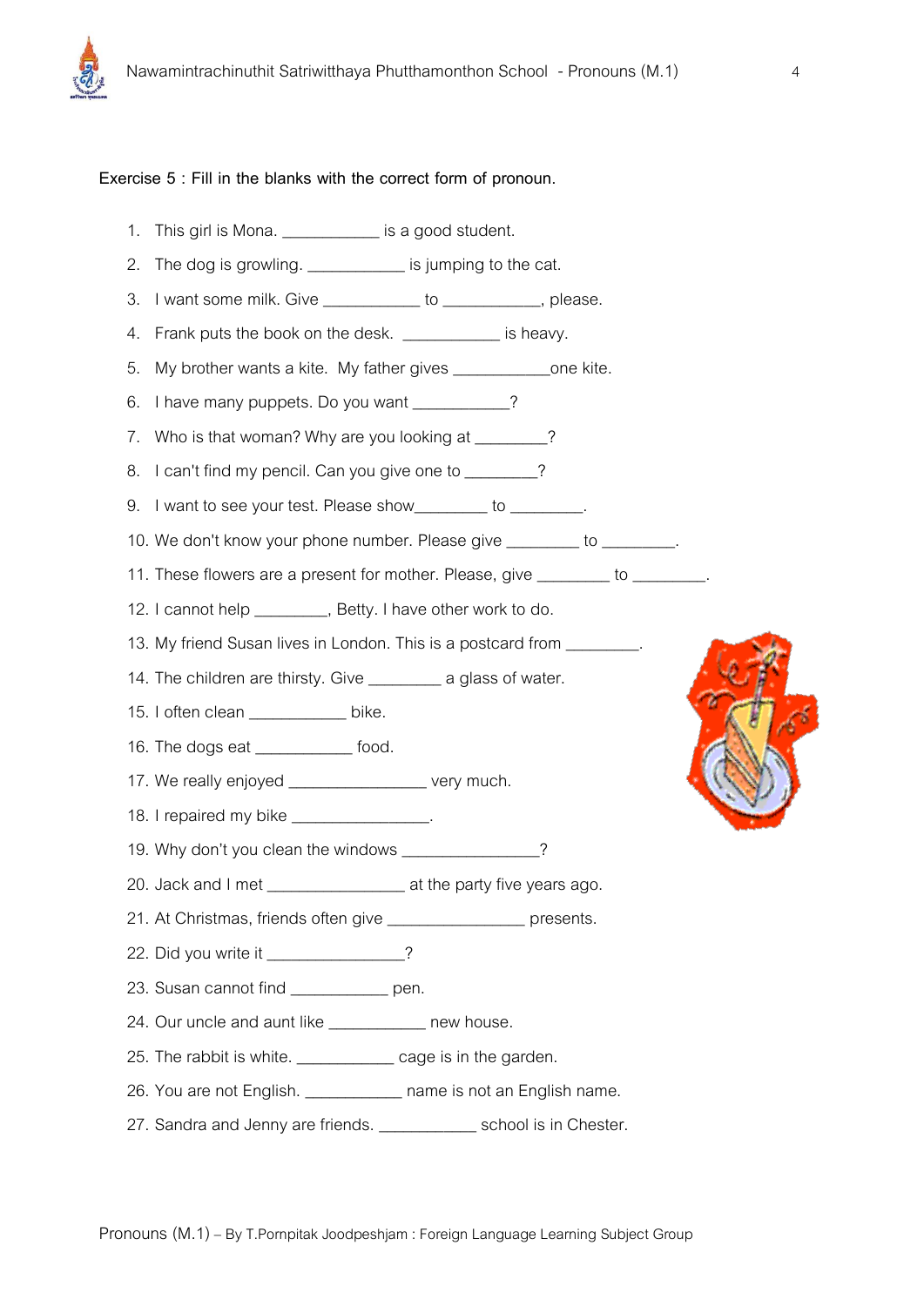Exercise 5 : Fill in the blanks with the correct form of pronoun.

1. This girl is Mona. ___________ is a good student.
2. The dog is growling. ___________ is jumping to the cat.
3. I want some milk. Give ___________ to ___________, please.
4. Frank puts the book on the desk. ___________ is heavy.
5. My brother wants a kite. My father gives ___________one kite.
6. I have many puppets. Do you want ___________?
7. Who is that woman? Why are you looking at ________?
8. I can't find my pencil. Can you give one to ________?
9. I want to see your test. Please show________ to ________.
10. We don't know your phone number. Please give ________ to ________.
11. These flowers are a present for mother. Please, give ________ to ________.
12. I cannot help ________, Betty. I have other work to do.
13. My friend Susan lives in London. This is a postcard from ________.
14. The children are thirsty. Give ________ a glass of water.
15. I often clean ___________ bike.
16. The dogs eat ___________ food.
17. We really enjoyed _______________ very much.
18. I repaired my bike _______________.
19. Why don't you clean the windows _______________?
20. Jack and I met _______________ at the party five years ago.
21. At Christmas, friends often give _______________ presents.
22. Did you write it _______________?
23. Susan cannot find ___________ pen.
24. Our uncle and aunt like ___________ new house.
25. The rabbit is white. ___________ cage is in the garden.
26. You are not English. ___________ name is not an English name.
27. Sandra and Jenny are friends. ___________ school is in Chester.